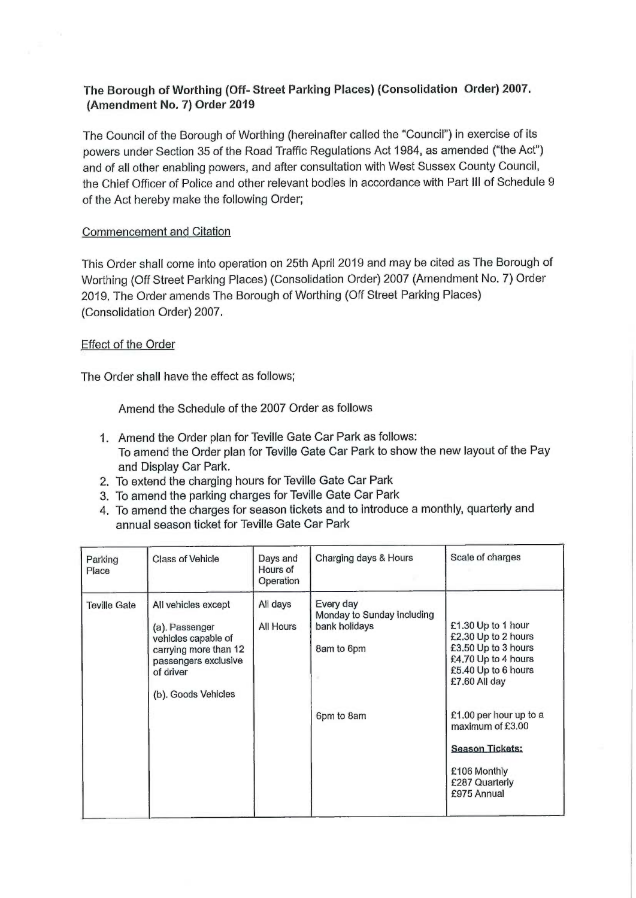**The Borough of Worthing (Off- Street Parking Places) (Consolidation Order) 2007. (Amendment No. 7) Order 2019**

The Council of the Borough of Worthing (hereinafter called the "Council") in exercise of its powers under Section 35 of the Road Traffic Regulations Act 1984, as amended ("the Act") and of all other enabling powers, and after consultation with West Sussex County Council, the Chief Officer of Police and other relevant bodies in accordance with Part III of Schedule 9 of the Act hereby make the following Order;

Commencement and Citation

This Order shall come into operation on 25th April 2019 and may be cited as The Borough of Worthing (Off Street Parking Places) (Consolidation Order) 2007 (Amendment No. 7) Order 2019. The Order amends The Borough of Worthing (Off Street Parking Places) (Consolidation Order) 2007.

Effect of the Order

The Order shall have the effect as follows;

Amend the Schedule of the 2007 Order as follows

1. Amend the Order plan for Teville Gate Car Park as follows:
   To amend the Order plan for Teville Gate Car Park to show the new layout of the Pay and Display Car Park.
2. To extend the charging hours for Teville Gate Car Park
3. To amend the parking charges for Teville Gate Car Park
4. To amend the charges for season tickets and to introduce a monthly, quarterly and annual season ticket for Teville Gate Car Park

| Parking Place | Class of Vehicle | Days and Hours of Operation | Charging days & Hours | Scale of charges |
|---|---|---|---|---|
| Teville Gate | All vehicles except<br><br>(a). Passenger vehicles capable of carrying more than 12 passengers exclusive of driver<br><br>(b). Goods Vehicles | All days<br><br>All Hours | Every day<br>Monday to Sunday including bank holidays<br><br>8am to 6pm | £1.30 Up to 1 hour<br>£2.30 Up to 2 hours<br>£3.50 Up to 3 hours<br>£4.70 Up to 4 hours<br>£5.40 Up to 6 hours<br>£7.60 All day |
| | | | 6pm to 8am | £1.00 per hour up to a maximum of £3.00<br><br>**Season Tickets:**<br><br>£106 Monthly<br>£287 Quarterly<br>£975 Annual |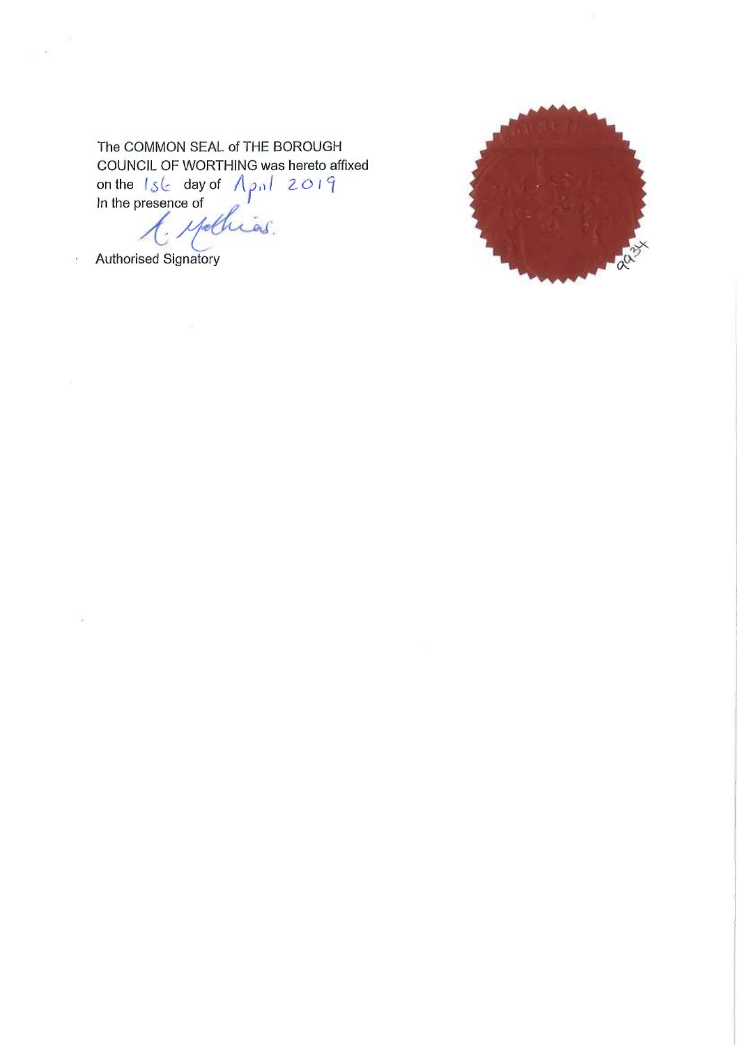The COMMON SEAL of THE BOROUGH COUNCIL OF WORTHING was hereto affixed on the 1st day of April 2019
In the presence of

A. Mathias.

Authorised Signatory

9934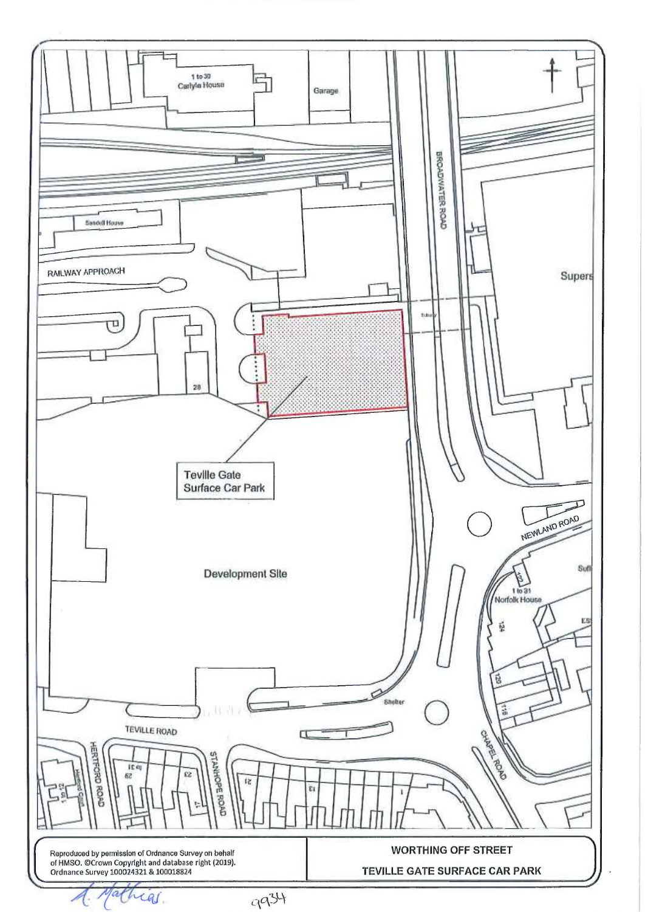Reproduced by permission of Ordnance Survey on behalf of HMSO. ©Crown Copyright and database right (2019). Ordnance Survey 100024321 & 100018824

**WORTHING OFF STREET**

**TEVILLE GATE SURFACE CAR PARK**

Teville Gate Surface Car Park

Development Site

1 to 30 Carlyle House

Garage

BROADWATER ROAD

Sandell House

RAILWAY APPROACH

Supers

Subway

28

NEWLAND ROAD

1 to 31 Norfolk House

122

124

120

118

CHAPEL ROAD

Shelter

TEVILLE ROAD

HERTFORD ROAD

Hertford Court

STANHOPE ROAD

A. Mathias.

9934